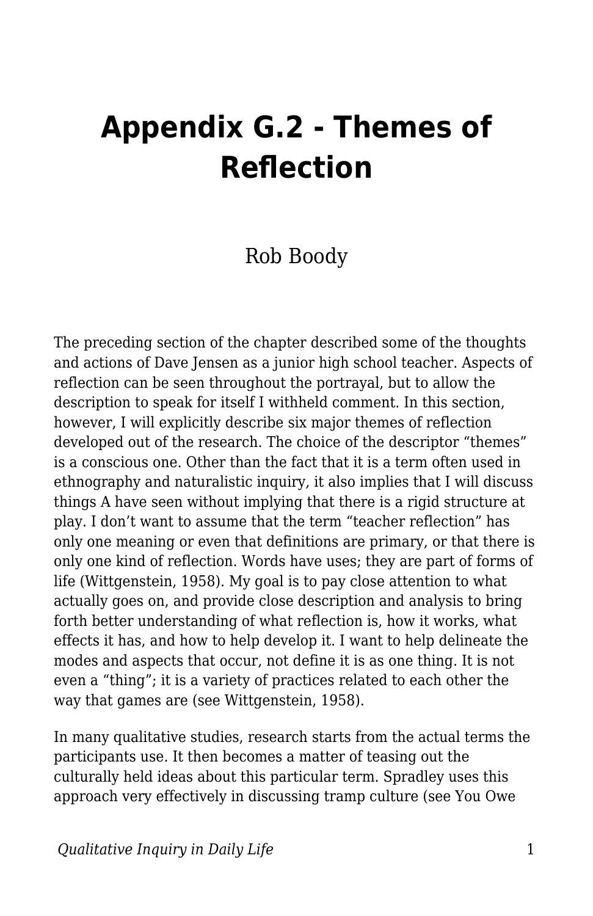# Appendix G.2 - Themes of Reflection

Rob Boody

The preceding section of the chapter described some of the thoughts and actions of Dave Jensen as a junior high school teacher. Aspects of reflection can be seen throughout the portrayal, but to allow the description to speak for itself I withheld comment. In this section, however, I will explicitly describe six major themes of reflection developed out of the research. The choice of the descriptor "themes" is a conscious one. Other than the fact that it is a term often used in ethnography and naturalistic inquiry, it also implies that I will discuss things A have seen without implying that there is a rigid structure at play. I don't want to assume that the term "teacher reflection" has only one meaning or even that definitions are primary, or that there is only one kind of reflection. Words have uses; they are part of forms of life (Wittgenstein, 1958). My goal is to pay close attention to what actually goes on, and provide close description and analysis to bring forth better understanding of what reflection is, how it works, what effects it has, and how to help develop it. I want to help delineate the modes and aspects that occur, not define it is as one thing. It is not even a "thing"; it is a variety of practices related to each other the way that games are (see Wittgenstein, 1958).

In many qualitative studies, research starts from the actual terms the participants use. It then becomes a matter of teasing out the culturally held ideas about this particular term. Spradley uses this approach very effectively in discussing tramp culture (see You Owe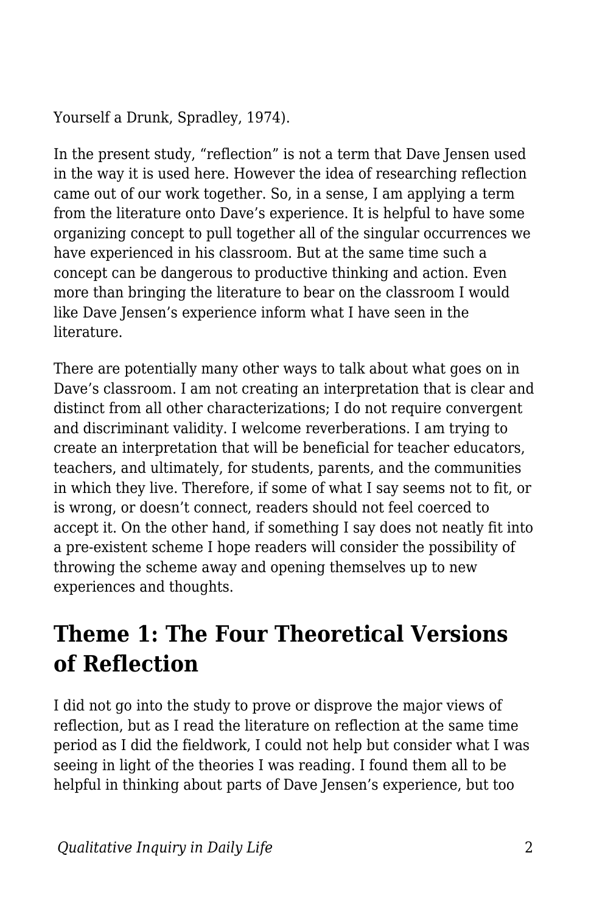Yourself a Drunk, Spradley, 1974).

In the present study, "reflection" is not a term that Dave Jensen used in the way it is used here. However the idea of researching reflection came out of our work together. So, in a sense, I am applying a term from the literature onto Dave's experience. It is helpful to have some organizing concept to pull together all of the singular occurrences we have experienced in his classroom. But at the same time such a concept can be dangerous to productive thinking and action. Even more than bringing the literature to bear on the classroom I would like Dave Jensen's experience inform what I have seen in the literature.

There are potentially many other ways to talk about what goes on in Dave's classroom. I am not creating an interpretation that is clear and distinct from all other characterizations; I do not require convergent and discriminant validity. I welcome reverberations. I am trying to create an interpretation that will be beneficial for teacher educators, teachers, and ultimately, for students, parents, and the communities in which they live. Therefore, if some of what I say seems not to fit, or is wrong, or doesn't connect, readers should not feel coerced to accept it. On the other hand, if something I say does not neatly fit into a pre-existent scheme I hope readers will consider the possibility of throwing the scheme away and opening themselves up to new experiences and thoughts.

## Theme 1: The Four Theoretical Versions of Reflection

I did not go into the study to prove or disprove the major views of reflection, but as I read the literature on reflection at the same time period as I did the fieldwork, I could not help but consider what I was seeing in light of the theories I was reading. I found them all to be helpful in thinking about parts of Dave Jensen's experience, but too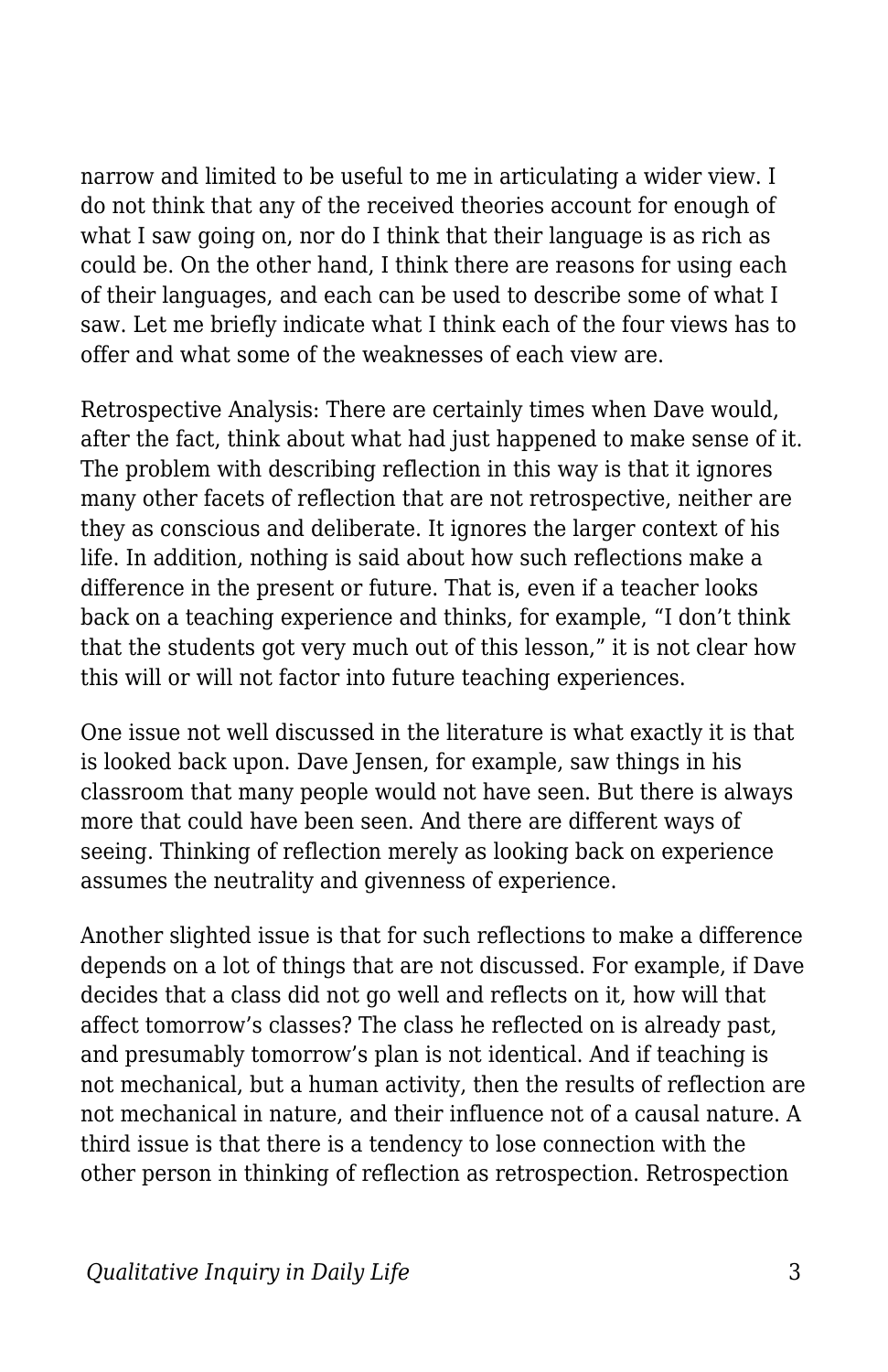narrow and limited to be useful to me in articulating a wider view. I do not think that any of the received theories account for enough of what I saw going on, nor do I think that their language is as rich as could be. On the other hand, I think there are reasons for using each of their languages, and each can be used to describe some of what I saw. Let me briefly indicate what I think each of the four views has to offer and what some of the weaknesses of each view are.

Retrospective Analysis: There are certainly times when Dave would, after the fact, think about what had just happened to make sense of it. The problem with describing reflection in this way is that it ignores many other facets of reflection that are not retrospective, neither are they as conscious and deliberate. It ignores the larger context of his life. In addition, nothing is said about how such reflections make a difference in the present or future. That is, even if a teacher looks back on a teaching experience and thinks, for example, "I don't think that the students got very much out of this lesson," it is not clear how this will or will not factor into future teaching experiences.

One issue not well discussed in the literature is what exactly it is that is looked back upon. Dave Jensen, for example, saw things in his classroom that many people would not have seen. But there is always more that could have been seen. And there are different ways of seeing. Thinking of reflection merely as looking back on experience assumes the neutrality and givenness of experience.

Another slighted issue is that for such reflections to make a difference depends on a lot of things that are not discussed. For example, if Dave decides that a class did not go well and reflects on it, how will that affect tomorrow's classes? The class he reflected on is already past, and presumably tomorrow's plan is not identical. And if teaching is not mechanical, but a human activity, then the results of reflection are not mechanical in nature, and their influence not of a causal nature. A third issue is that there is a tendency to lose connection with the other person in thinking of reflection as retrospection. Retrospection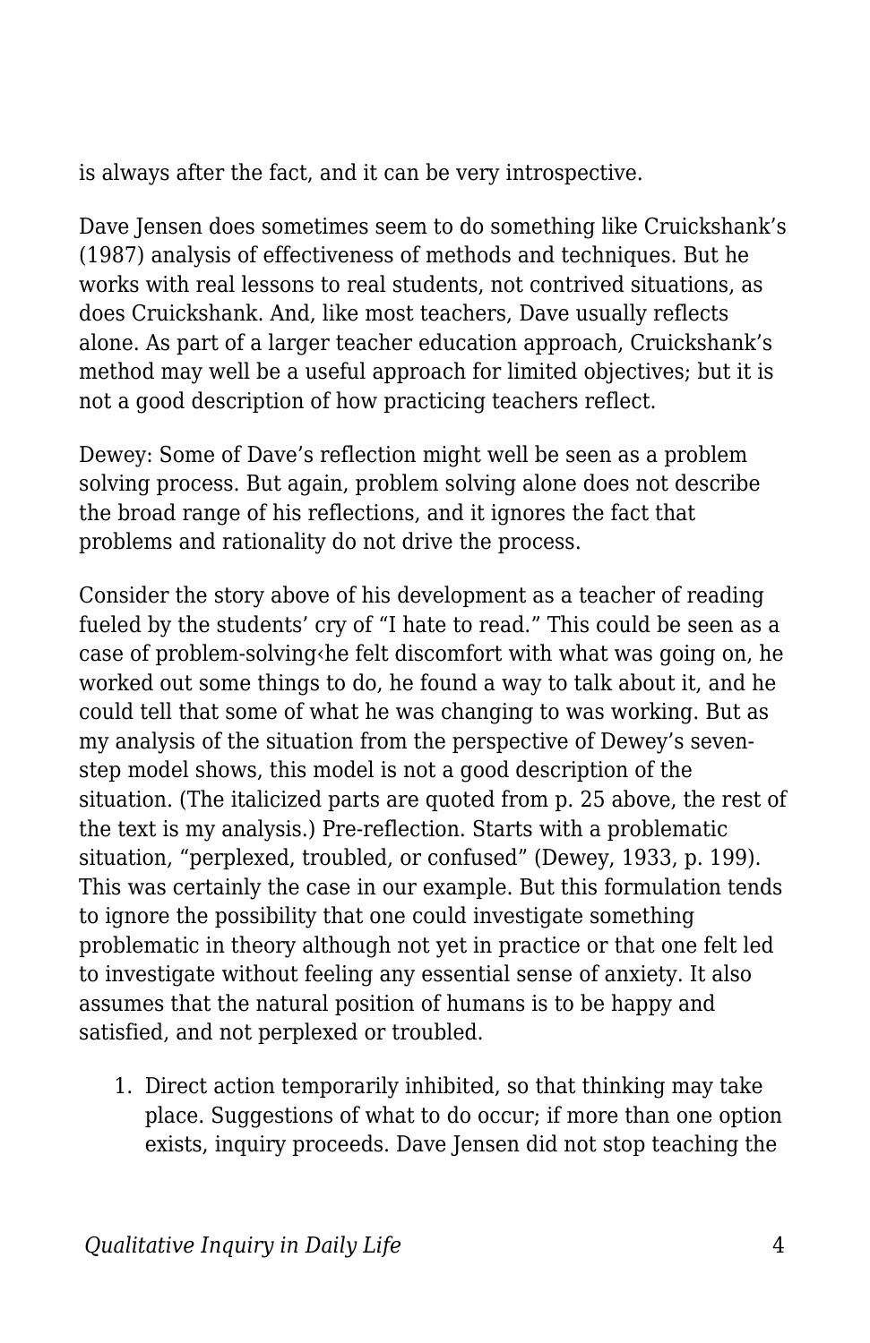is always after the fact, and it can be very introspective.

Dave Jensen does sometimes seem to do something like Cruickshank's (1987) analysis of effectiveness of methods and techniques. But he works with real lessons to real students, not contrived situations, as does Cruickshank. And, like most teachers, Dave usually reflects alone. As part of a larger teacher education approach, Cruickshank's method may well be a useful approach for limited objectives; but it is not a good description of how practicing teachers reflect.

Dewey: Some of Dave's reflection might well be seen as a problem solving process. But again, problem solving alone does not describe the broad range of his reflections, and it ignores the fact that problems and rationality do not drive the process.

Consider the story above of his development as a teacher of reading fueled by the students' cry of "I hate to read." This could be seen as a case of problem-solving‹he felt discomfort with what was going on, he worked out some things to do, he found a way to talk about it, and he could tell that some of what he was changing to was working. But as my analysis of the situation from the perspective of Dewey's seven-step model shows, this model is not a good description of the situation. (The italicized parts are quoted from p. 25 above, the rest of the text is my analysis.) Pre-reflection. Starts with a problematic situation, "perplexed, troubled, or confused" (Dewey, 1933, p. 199). This was certainly the case in our example. But this formulation tends to ignore the possibility that one could investigate something problematic in theory although not yet in practice or that one felt led to investigate without feeling any essential sense of anxiety. It also assumes that the natural position of humans is to be happy and satisfied, and not perplexed or troubled.

1. Direct action temporarily inhibited, so that thinking may take place. Suggestions of what to do occur; if more than one option exists, inquiry proceeds. Dave Jensen did not stop teaching the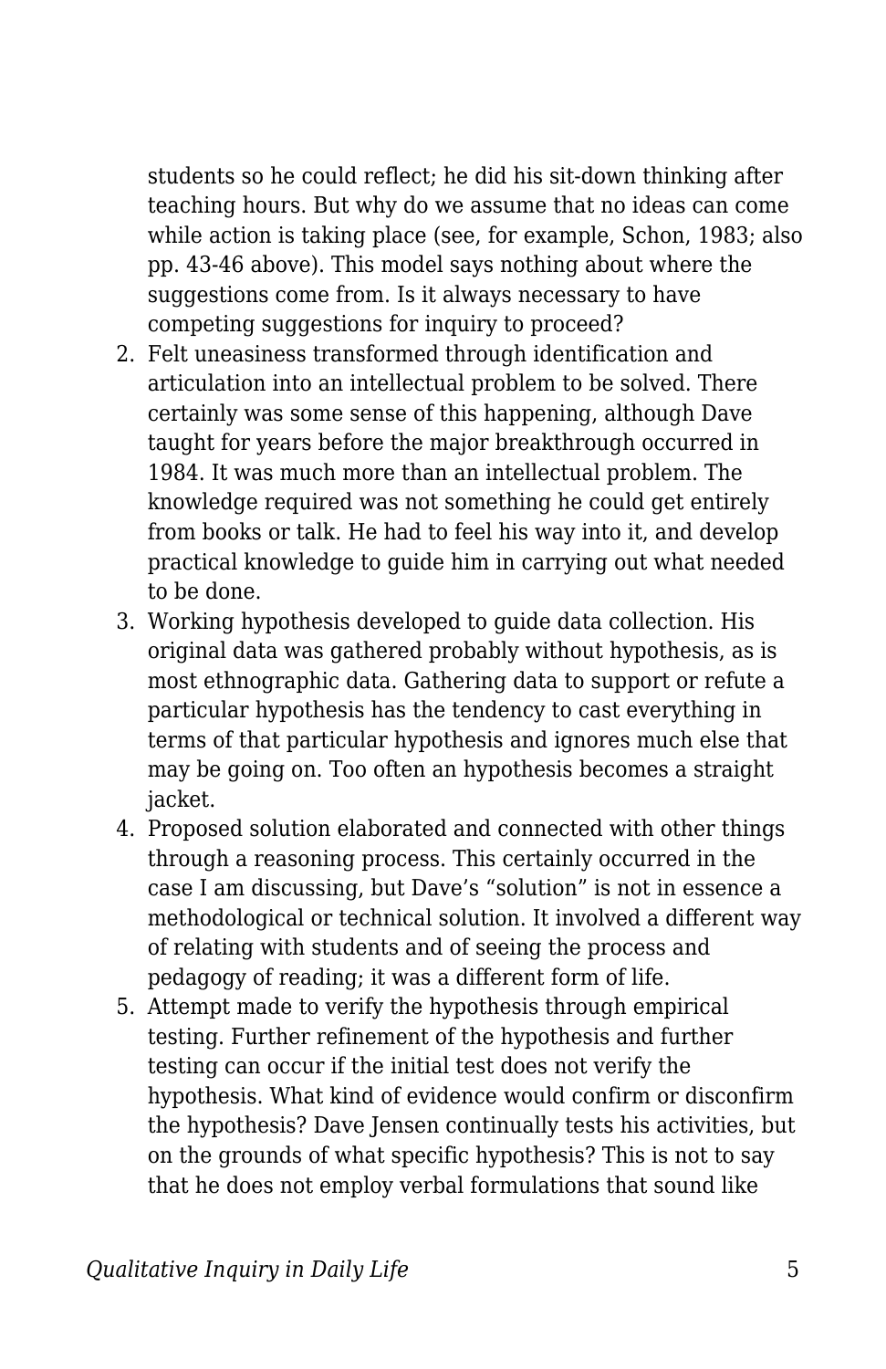students so he could reflect; he did his sit-down thinking after teaching hours. But why do we assume that no ideas can come while action is taking place (see, for example, Schon, 1983; also pp. 43-46 above). This model says nothing about where the suggestions come from. Is it always necessary to have competing suggestions for inquiry to proceed?

2. Felt uneasiness transformed through identification and articulation into an intellectual problem to be solved. There certainly was some sense of this happening, although Dave taught for years before the major breakthrough occurred in 1984. It was much more than an intellectual problem. The knowledge required was not something he could get entirely from books or talk. He had to feel his way into it, and develop practical knowledge to guide him in carrying out what needed to be done.
3. Working hypothesis developed to guide data collection. His original data was gathered probably without hypothesis, as is most ethnographic data. Gathering data to support or refute a particular hypothesis has the tendency to cast everything in terms of that particular hypothesis and ignores much else that may be going on. Too often an hypothesis becomes a straight jacket.
4. Proposed solution elaborated and connected with other things through a reasoning process. This certainly occurred in the case I am discussing, but Dave's "solution" is not in essence a methodological or technical solution. It involved a different way of relating with students and of seeing the process and pedagogy of reading; it was a different form of life.
5. Attempt made to verify the hypothesis through empirical testing. Further refinement of the hypothesis and further testing can occur if the initial test does not verify the hypothesis. What kind of evidence would confirm or disconfirm the hypothesis? Dave Jensen continually tests his activities, but on the grounds of what specific hypothesis? This is not to say that he does not employ verbal formulations that sound like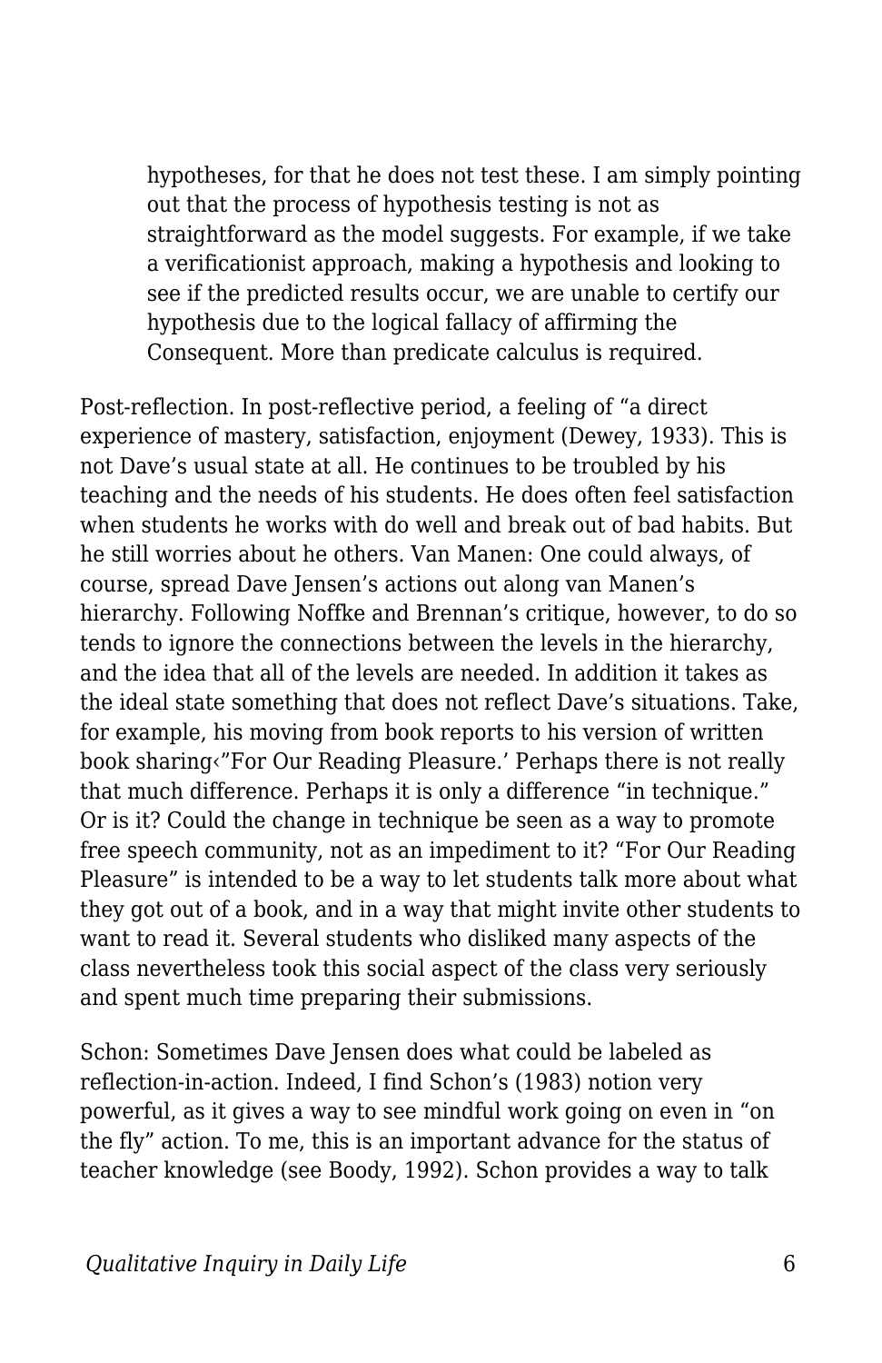> hypotheses, for that he does not test these. I am simply pointing out that the process of hypothesis testing is not as straightforward as the model suggests. For example, if we take a verificationist approach, making a hypothesis and looking to see if the predicted results occur, we are unable to certify our hypothesis due to the logical fallacy of affirming the Consequent. More than predicate calculus is required.

Post-reflection. In post-reflective period, a feeling of "a direct experience of mastery, satisfaction, enjoyment (Dewey, 1933). This is not Dave's usual state at all. He continues to be troubled by his teaching and the needs of his students. He does often feel satisfaction when students he works with do well and break out of bad habits. But he still worries about he others. Van Manen: One could always, of course, spread Dave Jensen's actions out along van Manen's hierarchy. Following Noffke and Brennan's critique, however, to do so tends to ignore the connections between the levels in the hierarchy, and the idea that all of the levels are needed. In addition it takes as the ideal state something that does not reflect Dave's situations. Take, for example, his moving from book reports to his version of written book sharing‹"For Our Reading Pleasure.' Perhaps there is not really that much difference. Perhaps it is only a difference "in technique." Or is it? Could the change in technique be seen as a way to promote free speech community, not as an impediment to it? "For Our Reading Pleasure" is intended to be a way to let students talk more about what they got out of a book, and in a way that might invite other students to want to read it. Several students who disliked many aspects of the class nevertheless took this social aspect of the class very seriously and spent much time preparing their submissions.

Schon: Sometimes Dave Jensen does what could be labeled as reflection-in-action. Indeed, I find Schon's (1983) notion very powerful, as it gives a way to see mindful work going on even in "on the fly" action. To me, this is an important advance for the status of teacher knowledge (see Boody, 1992). Schon provides a way to talk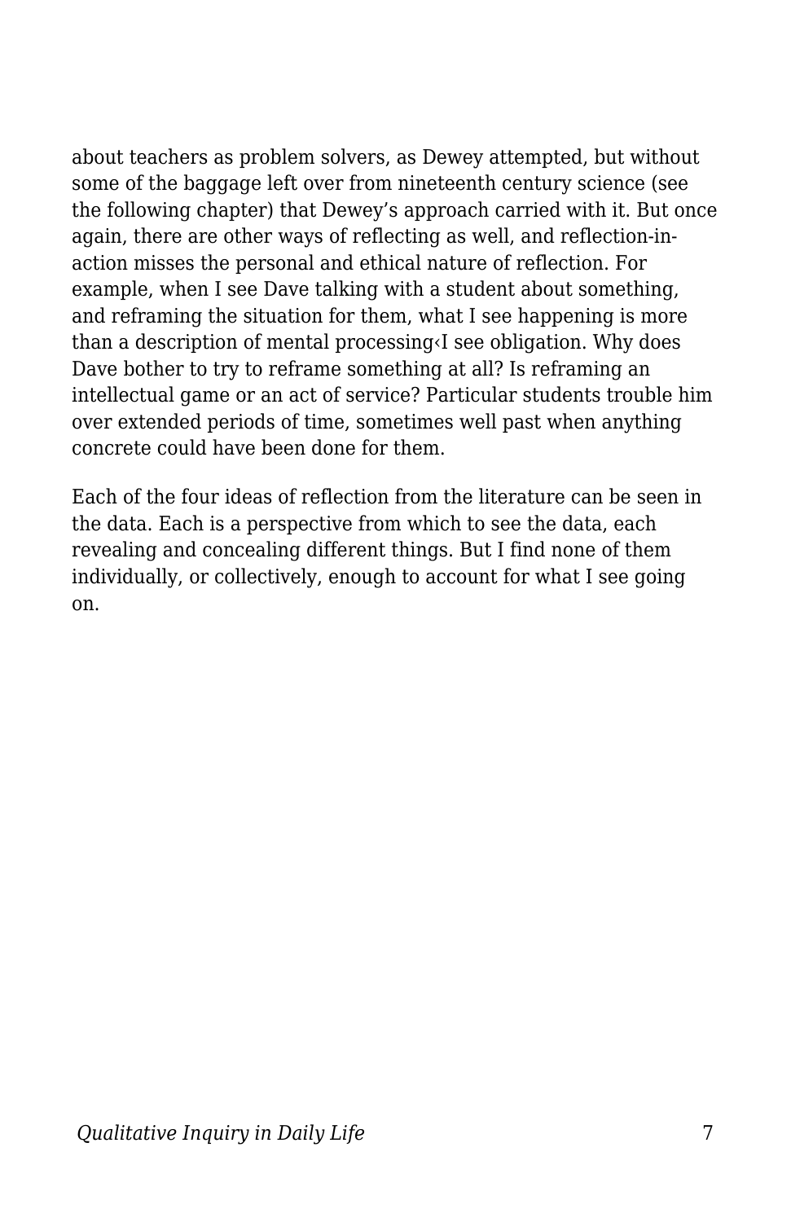about teachers as problem solvers, as Dewey attempted, but without some of the baggage left over from nineteenth century science (see the following chapter) that Dewey's approach carried with it. But once again, there are other ways of reflecting as well, and reflection-in-action misses the personal and ethical nature of reflection. For example, when I see Dave talking with a student about something, and reframing the situation for them, what I see happening is more than a description of mental processing‹I see obligation. Why does Dave bother to try to reframe something at all? Is reframing an intellectual game or an act of service? Particular students trouble him over extended periods of time, sometimes well past when anything concrete could have been done for them.

Each of the four ideas of reflection from the literature can be seen in the data. Each is a perspective from which to see the data, each revealing and concealing different things. But I find none of them individually, or collectively, enough to account for what I see going on.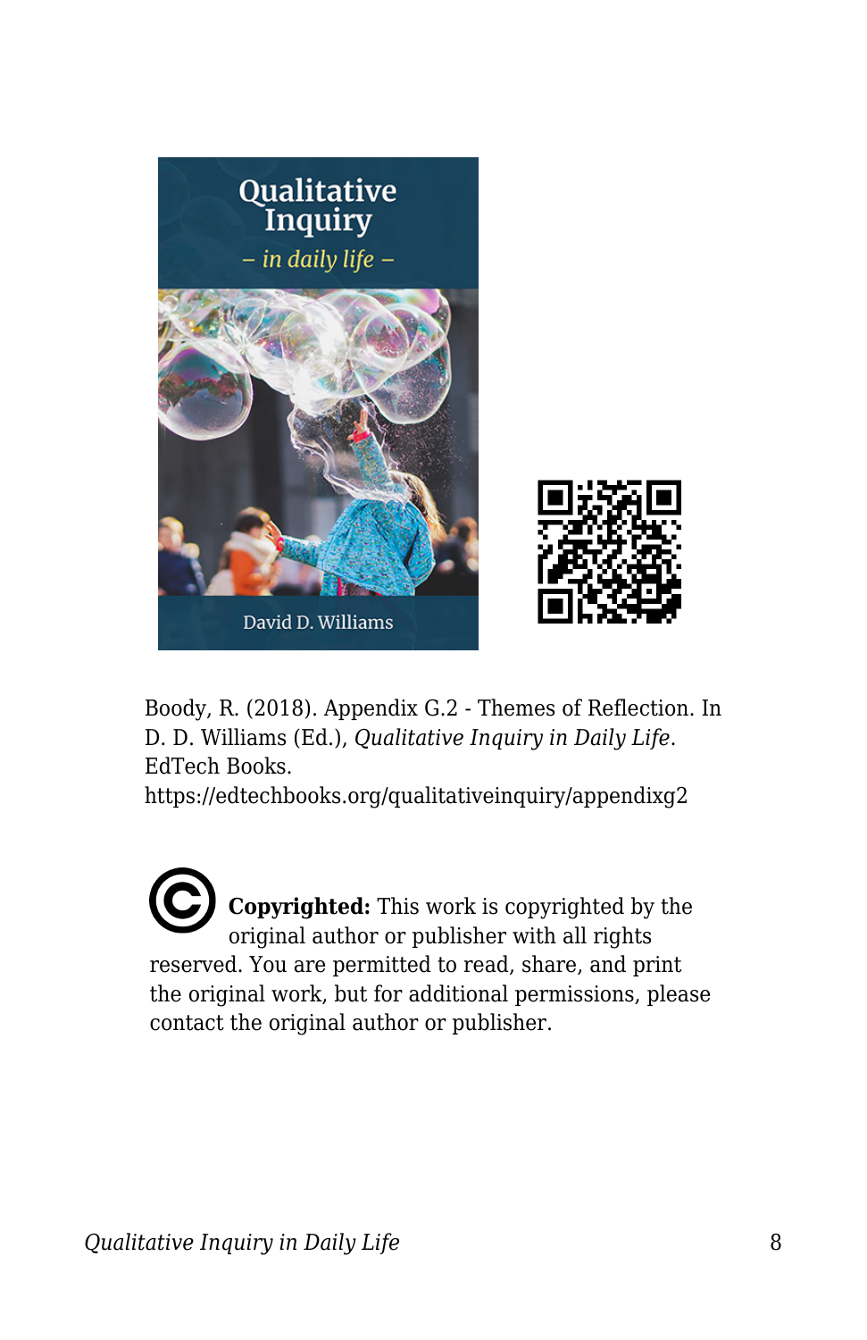Boody, R. (2018). Appendix G.2 - Themes of Reflection. In D. D. Williams (Ed.), *Qualitative Inquiry in Daily Life*. EdTech Books. https://edtechbooks.org/qualitativeinquiry/appendixg2

**Copyrighted:** This work is copyrighted by the original author or publisher with all rights reserved. You are permitted to read, share, and print the original work, but for additional permissions, please contact the original author or publisher.